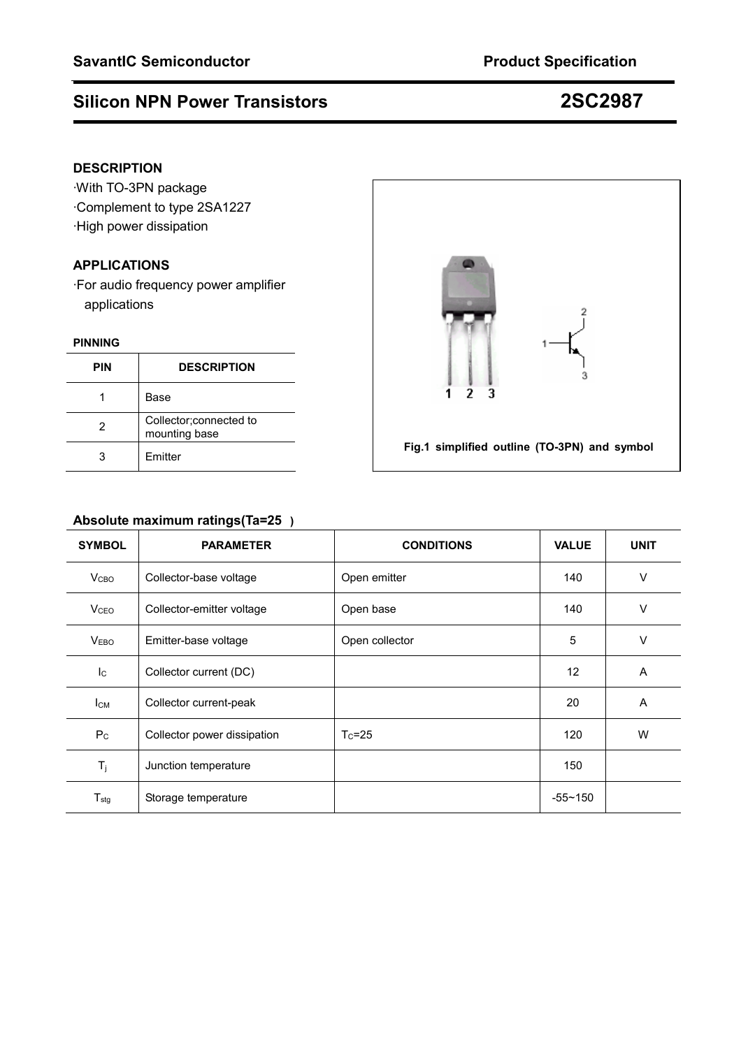SavantIC Semiconductor — Product Specification

# Silicon NPN Power Transistors — 2SC2987

## DESCRIPTION

- ·With TO-3PN package
- ·Complement to type 2SA1227
- ·High power dissipation

## APPLICATIONS

- ·For audio frequency power amplifier applications

### PINNING

| PIN | DESCRIPTION |
|---|---|
| 1 | Base |
| 2 | Collector;connected to mounting base |
| 3 | Emitter |

Fig.1 simplified outline (TO-3PN) and symbol

## Absolute maximum ratings(Ta=25 )

| SYMBOL | PARAMETER | CONDITIONS | VALUE | UNIT |
|---|---|---|---|---|
| $V_{CBO}$ | Collector-base voltage | Open emitter | 140 | V |
| $V_{CEO}$ | Collector-emitter voltage | Open base | 140 | V |
| $V_{EBO}$ | Emitter-base voltage | Open collector | 5 | V |
| $I_C$ | Collector current (DC) | | 12 | A |
| $I_{CM}$ | Collector current-peak | | 20 | A |
| $P_C$ | Collector power dissipation | $T_C$=25 | 120 | W |
| $T_j$ | Junction temperature | | 150 | |
| $T_{stg}$ | Storage temperature | | -55~150 | |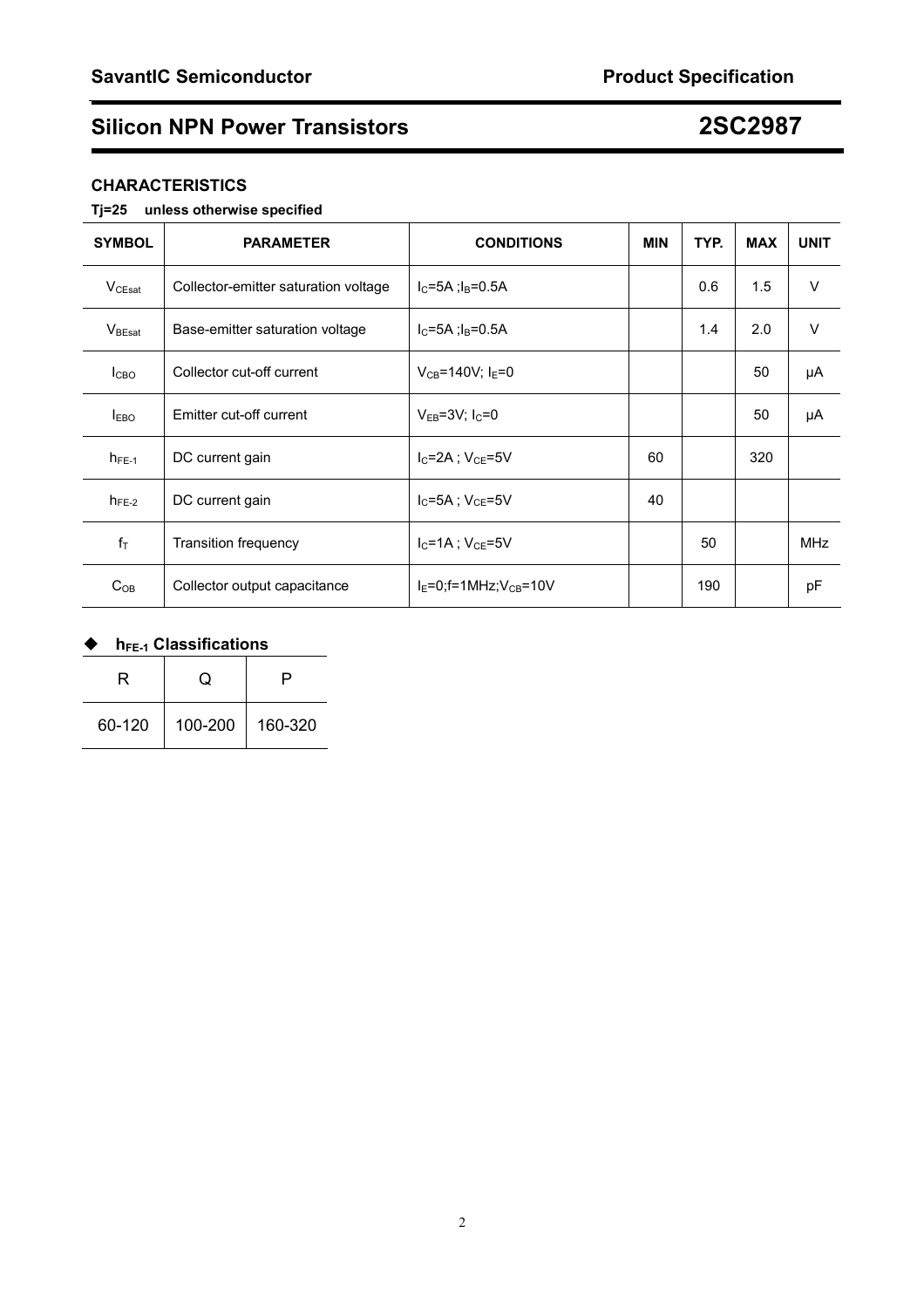## CHARACTERISTICS

**Tj=25 unless otherwise specified**

| SYMBOL | PARAMETER | CONDITIONS | MIN | TYP. | MAX | UNIT |
|---|---|---|---|---|---|---|
| $V_{CEsat}$ | Collector-emitter saturation voltage | $I_C$=5A ;$I_B$=0.5A | | 0.6 | 1.5 | V |
| $V_{BEsat}$ | Base-emitter saturation voltage | $I_C$=5A ;$I_B$=0.5A | | 1.4 | 2.0 | V |
| $I_{CBO}$ | Collector cut-off current | $V_{CB}$=140V; $I_E$=0 | | | 50 | μA |
| $I_{EBO}$ | Emitter cut-off current | $V_{EB}$=3V; $I_C$=0 | | | 50 | μA |
| $h_{FE-1}$ | DC current gain | $I_C$=2A ; $V_{CE}$=5V | 60 | | 320 | |
| $h_{FE-2}$ | DC current gain | $I_C$=5A ; $V_{CE}$=5V | 40 | | | |
| $f_T$ | Transition frequency | $I_C$=1A ; $V_{CE}$=5V | | 50 | | MHz |
| $C_{OB}$ | Collector output capacitance | $I_E$=0;f=1MHz;$V_{CB}$=10V | | 190 | | pF |

### ◆ $h_{FE-1}$ Classifications

| R | Q | P |
|---|---|---|
| 60-120 | 100-200 | 160-320 |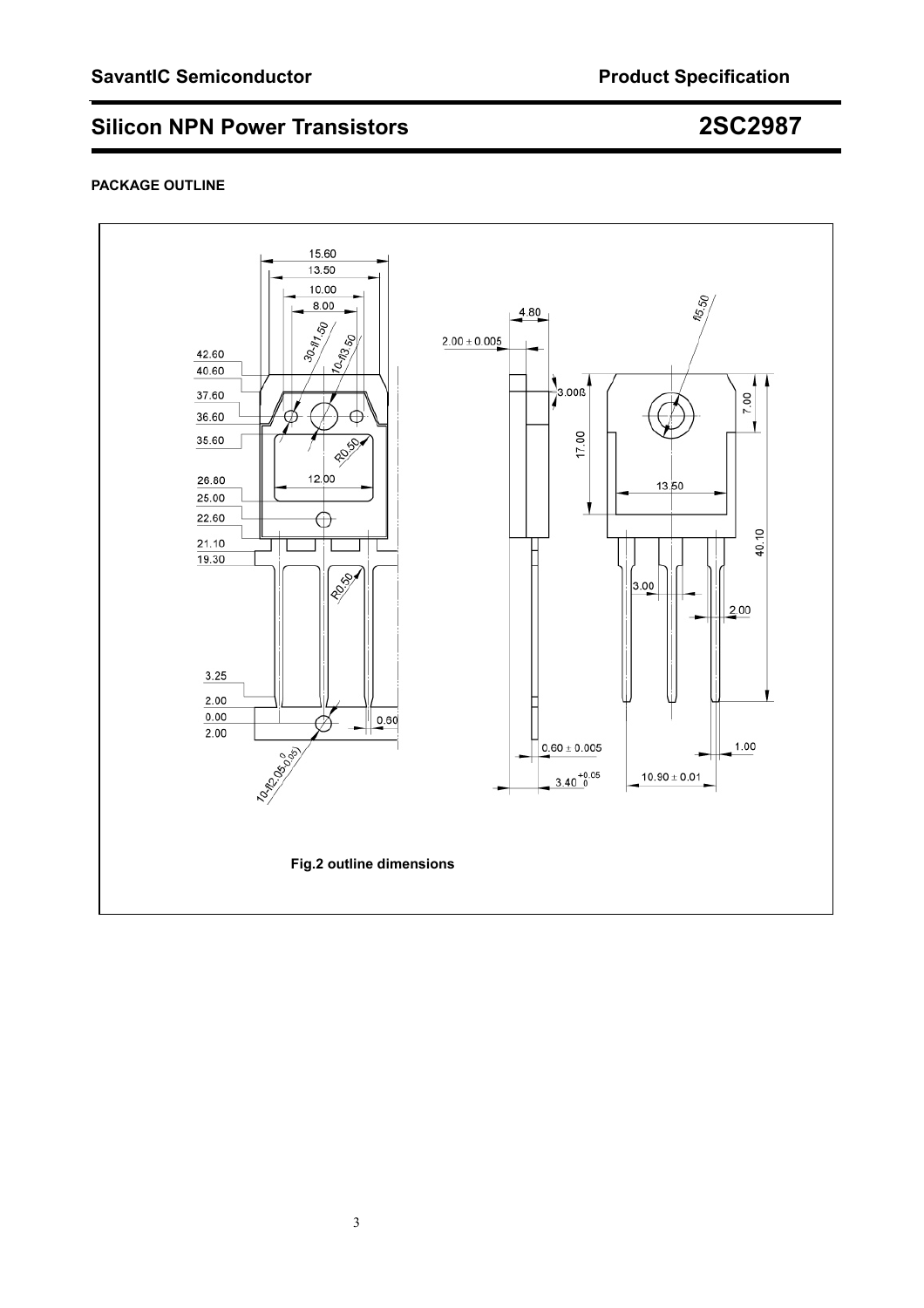## PACKAGE OUTLINE

15.60
13.50
10.00
8.00
30-ñ1.50
10-ñ3.50
42.60
40.60
37.60
36.60
35.60
R0.50
12.00
26.80
25.00
22.60
21.10
19.30
R0.50
3.25
2.00
0.00
2.00
0.60
10-ñ2.05

2.00 ± 0.005
4.80
3.00ß
17.00
0.60 ± 0.005
3.40 +0.05 0

ñ5.50
7.00
13.50
40.10
3.00
2.00
1.00
10.90 ± 0.01

Fig.2 outline dimensions